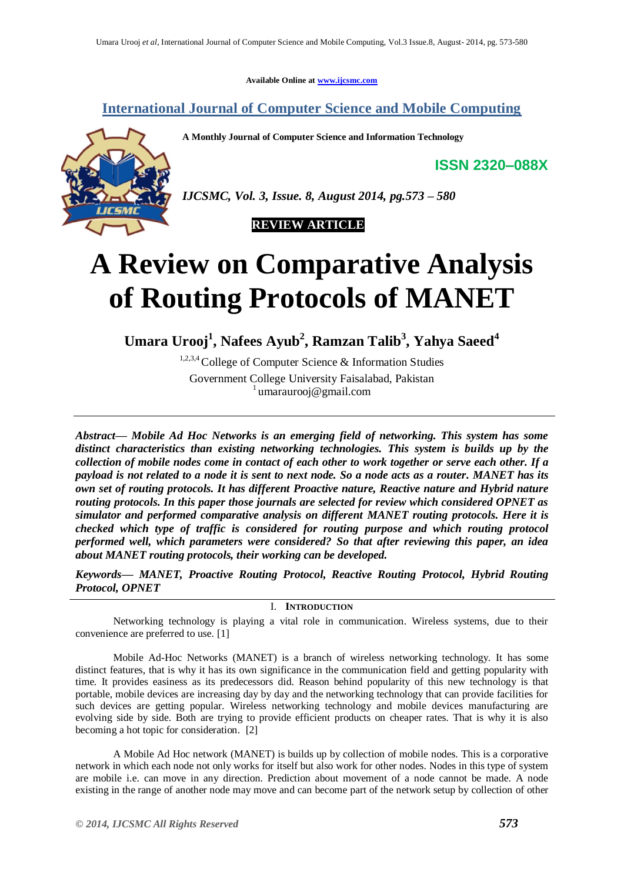Available Online at www.ijcsmc.com

## International Journal of Computer Science and Mobile Computing

**A Monthly Journal of Computer Science and Information Technology**

**ISSN 2320–088X**

*IJCSMC, Vol. 3, Issue. 8, August 2014, pg.573 – 580*

**REVIEW ARTICLE**

# A Review on Comparative Analysis of Routing Protocols of MANET

**Umara Urooj[1], Nafees Ayub[2], Ramzan Talib[3], Yahya Saeed[4]**

[1,2,3,4] College of Computer Science & Information Studies
Government College University Faisalabad, Pakistan
[1] umaraurooj@gmail.com

***Abstract— Mobile Ad Hoc Networks is an emerging field of networking. This system has some distinct characteristics than existing networking technologies. This system is builds up by the collection of mobile nodes come in contact of each other to work together or serve each other. If a payload is not related to a node it is sent to next node. So a node acts as a router. MANET has its own set of routing protocols. It has different Proactive nature, Reactive nature and Hybrid nature routing protocols. In this paper those journals are selected for review which considered OPNET as simulator and performed comparative analysis on different MANET routing protocols. Here it is checked which type of traffic is considered for routing purpose and which routing protocol performed well, which parameters were considered? So that after reviewing this paper, an idea about MANET routing protocols, their working can be developed.***

***Keywords— MANET, Proactive Routing Protocol, Reactive Routing Protocol, Hybrid Routing Protocol, OPNET***

## I. Introduction

Networking technology is playing a vital role in communication. Wireless systems, due to their convenience are preferred to use. [1]

Mobile Ad-Hoc Networks (MANET) is a branch of wireless networking technology. It has some distinct features, that is why it has its own significance in the communication field and getting popularity with time. It provides easiness as its predecessors did. Reason behind popularity of this new technology is that portable, mobile devices are increasing day by day and the networking technology that can provide facilities for such devices are getting popular. Wireless networking technology and mobile devices manufacturing are evolving side by side. Both are trying to provide efficient products on cheaper rates. That is why it is also becoming a hot topic for consideration. [2]

A Mobile Ad Hoc network (MANET) is builds up by collection of mobile nodes. This is a corporative network in which each node not only works for itself but also work for other nodes. Nodes in this type of system are mobile i.e. can move in any direction. Prediction about movement of a node cannot be made. A node existing in the range of another node may move and can become part of the network setup by collection of other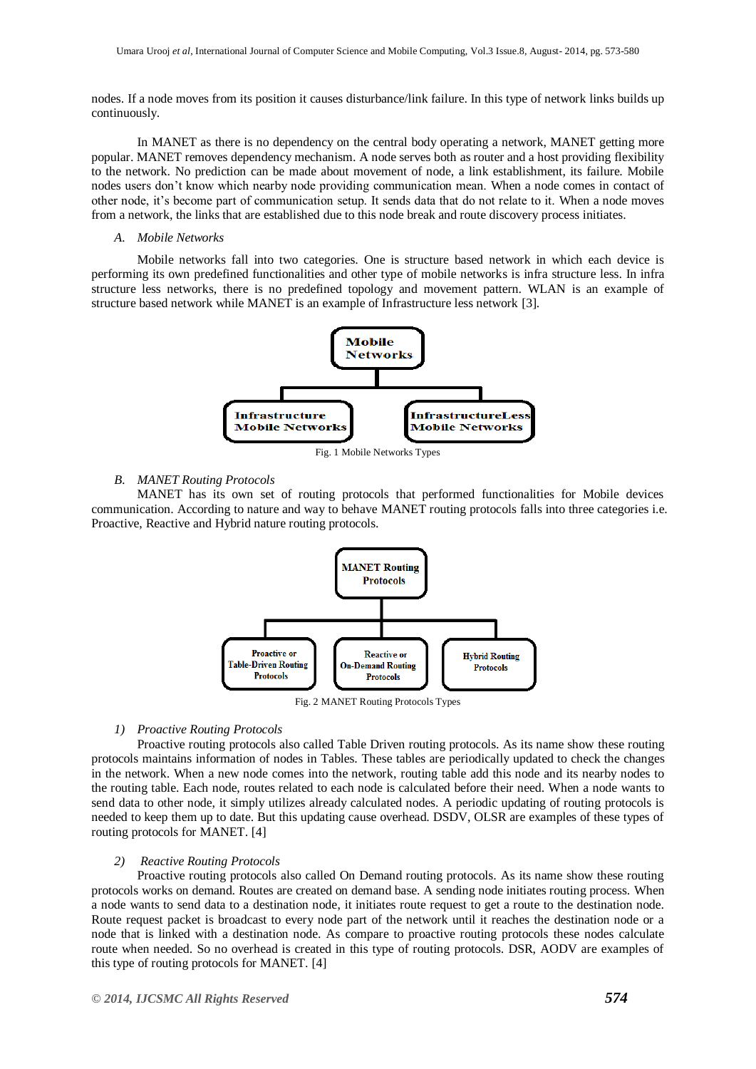nodes. If a node moves from its position it causes disturbance/link failure. In this type of network links builds up continuously.

In MANET as there is no dependency on the central body operating a network, MANET getting more popular. MANET removes dependency mechanism. A node serves both as router and a host providing flexibility to the network. No prediction can be made about movement of node, a link establishment, its failure. Mobile nodes users don't know which nearby node providing communication mean. When a node comes in contact of other node, it's become part of communication setup. It sends data that do not relate to it. When a node moves from a network, the links that are established due to this node break and route discovery process initiates.

### *A. Mobile Networks*

Mobile networks fall into two categories. One is structure based network in which each device is performing its own predefined functionalities and other type of mobile networks is infra structure less. In infra structure less networks, there is no predefined topology and movement pattern. WLAN is an example of structure based network while MANET is an example of Infrastructure less network [3].

Mobile Networks

Infrastructure Mobile Networks

InfrastructureLess Mobile Networks

Fig. 1 Mobile Networks Types

### *B. MANET Routing Protocols*

MANET has its own set of routing protocols that performed functionalities for Mobile devices communication. According to nature and way to behave MANET routing protocols falls into three categories i.e. Proactive, Reactive and Hybrid nature routing protocols.

MANET Routing Protocols

Proactive or Table-Driven Routing Protocols

Reactive or On-Demand Routing Protocols

Hybrid Routing Protocols

Fig. 2 MANET Routing Protocols Types

#### *1) Proactive Routing Protocols*

Proactive routing protocols also called Table Driven routing protocols. As its name show these routing protocols maintains information of nodes in Tables. These tables are periodically updated to check the changes in the network. When a new node comes into the network, routing table add this node and its nearby nodes to the routing table. Each node, routes related to each node is calculated before their need. When a node wants to send data to other node, it simply utilizes already calculated nodes. A periodic updating of routing protocols is needed to keep them up to date. But this updating cause overhead. DSDV, OLSR are examples of these types of routing protocols for MANET. [4]

#### *2) Reactive Routing Protocols*

Proactive routing protocols also called On Demand routing protocols. As its name show these routing protocols works on demand. Routes are created on demand base. A sending node initiates routing process. When a node wants to send data to a destination node, it initiates route request to get a route to the destination node. Route request packet is broadcast to every node part of the network until it reaches the destination node or a node that is linked with a destination node. As compare to proactive routing protocols these nodes calculate route when needed. So no overhead is created in this type of routing protocols. DSR, AODV are examples of this type of routing protocols for MANET. [4]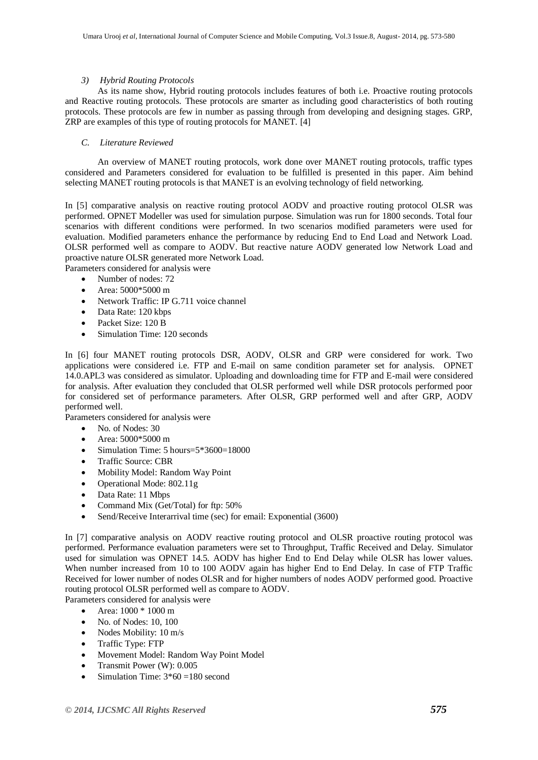### *3) Hybrid Routing Protocols*

As its name show, Hybrid routing protocols includes features of both i.e. Proactive routing protocols and Reactive routing protocols. These protocols are smarter as including good characteristics of both routing protocols. These protocols are few in number as passing through from developing and designing stages. GRP, ZRP are examples of this type of routing protocols for MANET. [4]

### *C. Literature Reviewed*

An overview of MANET routing protocols, work done over MANET routing protocols, traffic types considered and Parameters considered for evaluation to be fulfilled is presented in this paper. Aim behind selecting MANET routing protocols is that MANET is an evolving technology of field networking.

In [5] comparative analysis on reactive routing protocol AODV and proactive routing protocol OLSR was performed. OPNET Modeller was used for simulation purpose. Simulation was run for 1800 seconds. Total four scenarios with different conditions were performed. In two scenarios modified parameters were used for evaluation. Modified parameters enhance the performance by reducing End to End Load and Network Load. OLSR performed well as compare to AODV. But reactive nature AODV generated low Network Load and proactive nature OLSR generated more Network Load.
Parameters considered for analysis were

- Number of nodes: 72
- Area: 5000*5000 m
- Network Traffic: IP G.711 voice channel
- Data Rate: 120 kbps
- Packet Size: 120 B
- Simulation Time: 120 seconds

In [6] four MANET routing protocols DSR, AODV, OLSR and GRP were considered for work. Two applications were considered i.e. FTP and E-mail on same condition parameter set for analysis. OPNET 14.0.APL3 was considered as simulator. Uploading and downloading time for FTP and E-mail were considered for analysis. After evaluation they concluded that OLSR performed well while DSR protocols performed poor for considered set of performance parameters. After OLSR, GRP performed well and after GRP, AODV performed well.
Parameters considered for analysis were

- No. of Nodes: 30
- Area: 5000*5000 m
- Simulation Time: 5 hours=5*3600=18000
- Traffic Source: CBR
- Mobility Model: Random Way Point
- Operational Mode: 802.11g
- Data Rate: 11 Mbps
- Command Mix (Get/Total) for ftp: 50%
- Send/Receive Interarrival time (sec) for email: Exponential (3600)

In [7] comparative analysis on AODV reactive routing protocol and OLSR proactive routing protocol was performed. Performance evaluation parameters were set to Throughput, Traffic Received and Delay. Simulator used for simulation was OPNET 14.5. AODV has higher End to End Delay while OLSR has lower values. When number increased from 10 to 100 AODV again has higher End to End Delay. In case of FTP Traffic Received for lower number of nodes OLSR and for higher numbers of nodes AODV performed good. Proactive routing protocol OLSR performed well as compare to AODV.
Parameters considered for analysis were

- Area: 1000 * 1000 m
- No. of Nodes: 10, 100
- Nodes Mobility: 10 m/s
- Traffic Type: FTP
- Movement Model: Random Way Point Model
- Transmit Power (W): 0.005
- Simulation Time: 3*60 =180 second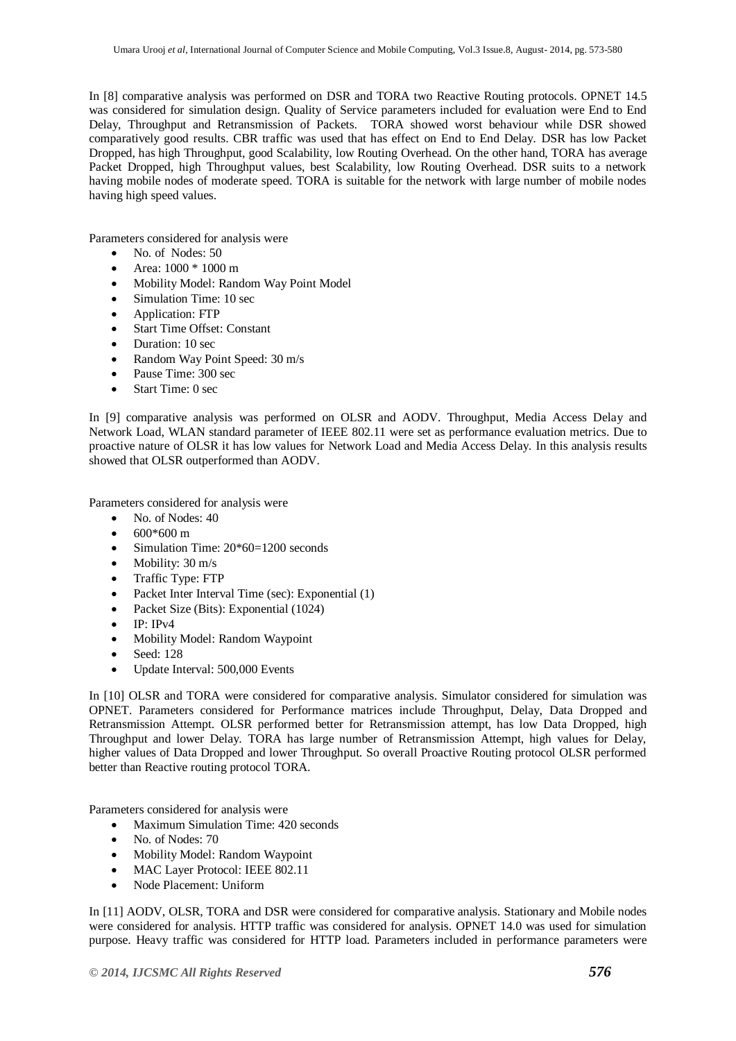In [8] comparative analysis was performed on DSR and TORA two Reactive Routing protocols. OPNET 14.5 was considered for simulation design. Quality of Service parameters included for evaluation were End to End Delay, Throughput and Retransmission of Packets. TORA showed worst behaviour while DSR showed comparatively good results. CBR traffic was used that has effect on End to End Delay. DSR has low Packet Dropped, has high Throughput, good Scalability, low Routing Overhead. On the other hand, TORA has average Packet Dropped, high Throughput values, best Scalability, low Routing Overhead. DSR suits to a network having mobile nodes of moderate speed. TORA is suitable for the network with large number of mobile nodes having high speed values.

Parameters considered for analysis were

- No. of Nodes: 50
- Area: 1000 * 1000 m
- Mobility Model: Random Way Point Model
- Simulation Time: 10 sec
- Application: FTP
- Start Time Offset: Constant
- Duration: 10 sec
- Random Way Point Speed: 30 m/s
- Pause Time: 300 sec
- Start Time: 0 sec

In [9] comparative analysis was performed on OLSR and AODV. Throughput, Media Access Delay and Network Load, WLAN standard parameter of IEEE 802.11 were set as performance evaluation metrics. Due to proactive nature of OLSR it has low values for Network Load and Media Access Delay. In this analysis results showed that OLSR outperformed than AODV.

Parameters considered for analysis were

- No. of Nodes: 40
- 600*600 m
- Simulation Time: 20*60=1200 seconds
- Mobility: 30 m/s
- Traffic Type: FTP
- Packet Inter Interval Time (sec): Exponential (1)
- Packet Size (Bits): Exponential (1024)
- IP: IPv4
- Mobility Model: Random Waypoint
- Seed: 128
- Update Interval: 500,000 Events

In [10] OLSR and TORA were considered for comparative analysis. Simulator considered for simulation was OPNET. Parameters considered for Performance matrices include Throughput, Delay, Data Dropped and Retransmission Attempt. OLSR performed better for Retransmission attempt, has low Data Dropped, high Throughput and lower Delay. TORA has large number of Retransmission Attempt, high values for Delay, higher values of Data Dropped and lower Throughput. So overall Proactive Routing protocol OLSR performed better than Reactive routing protocol TORA.

Parameters considered for analysis were

- Maximum Simulation Time: 420 seconds
- No. of Nodes: 70
- Mobility Model: Random Waypoint
- MAC Layer Protocol: IEEE 802.11
- Node Placement: Uniform

In [11] AODV, OLSR, TORA and DSR were considered for comparative analysis. Stationary and Mobile nodes were considered for analysis. HTTP traffic was considered for analysis. OPNET 14.0 was used for simulation purpose. Heavy traffic was considered for HTTP load. Parameters included in performance parameters were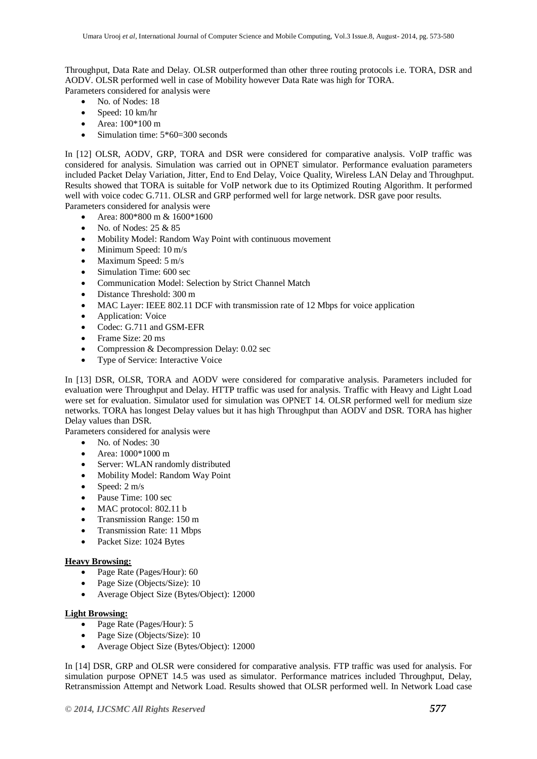Throughput, Data Rate and Delay. OLSR outperformed than other three routing protocols i.e. TORA, DSR and AODV. OLSR performed well in case of Mobility however Data Rate was high for TORA.
Parameters considered for analysis were

- No. of Nodes: 18
- Speed: 10 km/hr
- Area: 100*100 m
- Simulation time: 5*60=300 seconds

In [12] OLSR, AODV, GRP, TORA and DSR were considered for comparative analysis. VoIP traffic was considered for analysis. Simulation was carried out in OPNET simulator. Performance evaluation parameters included Packet Delay Variation, Jitter, End to End Delay, Voice Quality, Wireless LAN Delay and Throughput. Results showed that TORA is suitable for VoIP network due to its Optimized Routing Algorithm. It performed well with voice codec G.711. OLSR and GRP performed well for large network. DSR gave poor results.
Parameters considered for analysis were

- Area: 800*800 m & 1600*1600
- No. of Nodes: 25 & 85
- Mobility Model: Random Way Point with continuous movement
- Minimum Speed: 10 m/s
- Maximum Speed: 5 m/s
- Simulation Time: 600 sec
- Communication Model: Selection by Strict Channel Match
- Distance Threshold: 300 m
- MAC Layer: IEEE 802.11 DCF with transmission rate of 12 Mbps for voice application
- Application: Voice
- Codec: G.711 and GSM-EFR
- Frame Size: 20 ms
- Compression & Decompression Delay: 0.02 sec
- Type of Service: Interactive Voice

In [13] DSR, OLSR, TORA and AODV were considered for comparative analysis. Parameters included for evaluation were Throughput and Delay. HTTP traffic was used for analysis. Traffic with Heavy and Light Load were set for evaluation. Simulator used for simulation was OPNET 14. OLSR performed well for medium size networks. TORA has longest Delay values but it has high Throughput than AODV and DSR. TORA has higher Delay values than DSR.
Parameters considered for analysis were

- No. of Nodes: 30
- Area: 1000*1000 m
- Server: WLAN randomly distributed
- Mobility Model: Random Way Point
- Speed: 2 m/s
- Pause Time: 100 sec
- MAC protocol: 802.11 b
- Transmission Range: 150 m
- Transmission Rate: 11 Mbps
- Packet Size: 1024 Bytes

**Heavy Browsing:**

- Page Rate (Pages/Hour): 60
- Page Size (Objects/Size): 10
- Average Object Size (Bytes/Object): 12000

**Light Browsing:**

- Page Rate (Pages/Hour): 5
- Page Size (Objects/Size): 10
- Average Object Size (Bytes/Object): 12000

In [14] DSR, GRP and OLSR were considered for comparative analysis. FTP traffic was used for analysis. For simulation purpose OPNET 14.5 was used as simulator. Performance matrices included Throughput, Delay, Retransmission Attempt and Network Load. Results showed that OLSR performed well. In Network Load case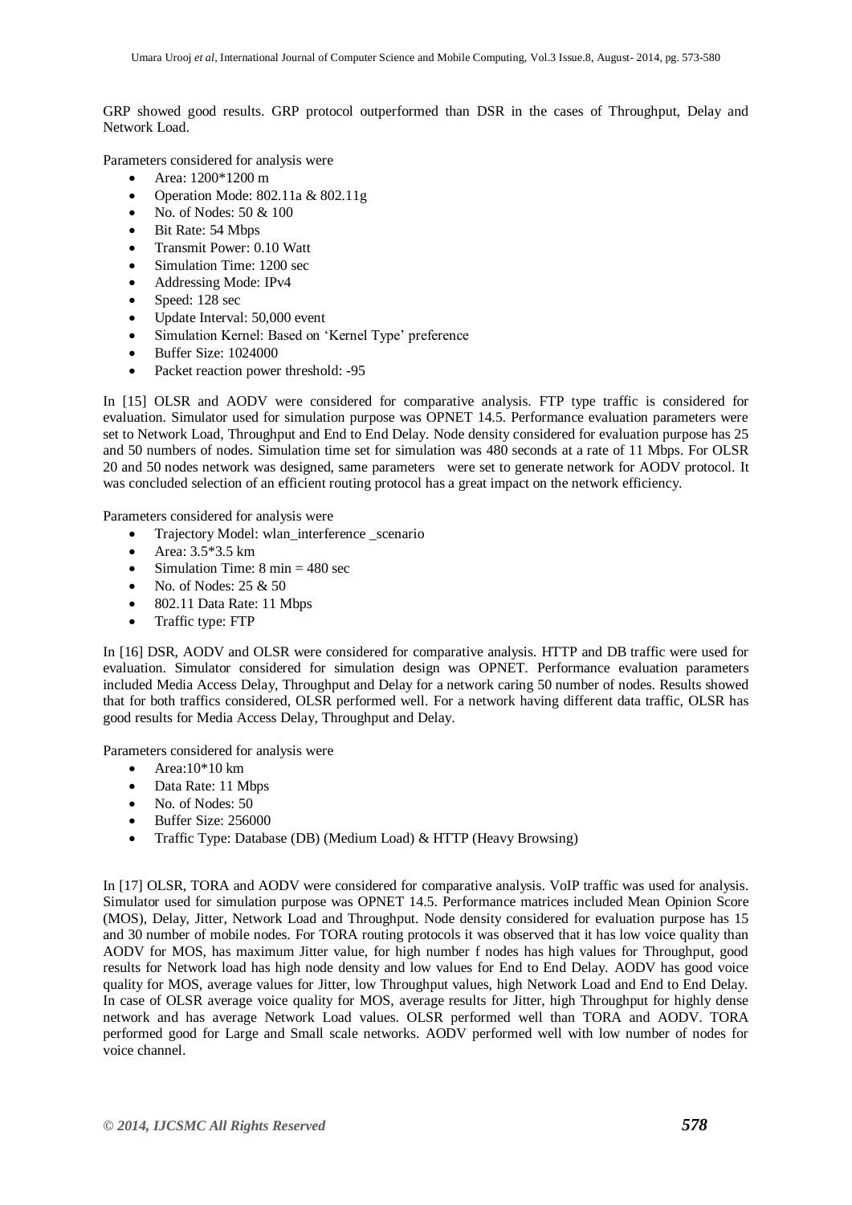GRP showed good results. GRP protocol outperformed than DSR in the cases of Throughput, Delay and Network Load.

Parameters considered for analysis were

- Area: 1200*1200 m
- Operation Mode: 802.11a & 802.11g
- No. of Nodes: 50 & 100
- Bit Rate: 54 Mbps
- Transmit Power: 0.10 Watt
- Simulation Time: 1200 sec
- Addressing Mode: IPv4
- Speed: 128 sec
- Update Interval: 50,000 event
- Simulation Kernel: Based on 'Kernel Type' preference
- Buffer Size: 1024000
- Packet reaction power threshold: -95

In [15] OLSR and AODV were considered for comparative analysis. FTP type traffic is considered for evaluation. Simulator used for simulation purpose was OPNET 14.5. Performance evaluation parameters were set to Network Load, Throughput and End to End Delay. Node density considered for evaluation purpose has 25 and 50 numbers of nodes. Simulation time set for simulation was 480 seconds at a rate of 11 Mbps. For OLSR 20 and 50 nodes network was designed, same parameters were set to generate network for AODV protocol. It was concluded selection of an efficient routing protocol has a great impact on the network efficiency.

Parameters considered for analysis were

- Trajectory Model: wlan_interference _scenario
- Area: 3.5*3.5 km
- Simulation Time: 8 min = 480 sec
- No. of Nodes: 25 & 50
- 802.11 Data Rate: 11 Mbps
- Traffic type: FTP

In [16] DSR, AODV and OLSR were considered for comparative analysis. HTTP and DB traffic were used for evaluation. Simulator considered for simulation design was OPNET. Performance evaluation parameters included Media Access Delay, Throughput and Delay for a network caring 50 number of nodes. Results showed that for both traffics considered, OLSR performed well. For a network having different data traffic, OLSR has good results for Media Access Delay, Throughput and Delay.

Parameters considered for analysis were

- Area:10*10 km
- Data Rate: 11 Mbps
- No. of Nodes: 50
- Buffer Size: 256000
- Traffic Type: Database (DB) (Medium Load) & HTTP (Heavy Browsing)

In [17] OLSR, TORA and AODV were considered for comparative analysis. VoIP traffic was used for analysis. Simulator used for simulation purpose was OPNET 14.5. Performance matrices included Mean Opinion Score (MOS), Delay, Jitter, Network Load and Throughput. Node density considered for evaluation purpose has 15 and 30 number of mobile nodes. For TORA routing protocols it was observed that it has low voice quality than AODV for MOS, has maximum Jitter value, for high number f nodes has high values for Throughput, good results for Network load has high node density and low values for End to End Delay. AODV has good voice quality for MOS, average values for Jitter, low Throughput values, high Network Load and End to End Delay. In case of OLSR average voice quality for MOS, average results for Jitter, high Throughput for highly dense network and has average Network Load values. OLSR performed well than TORA and AODV. TORA performed good for Large and Small scale networks. AODV performed well with low number of nodes for voice channel.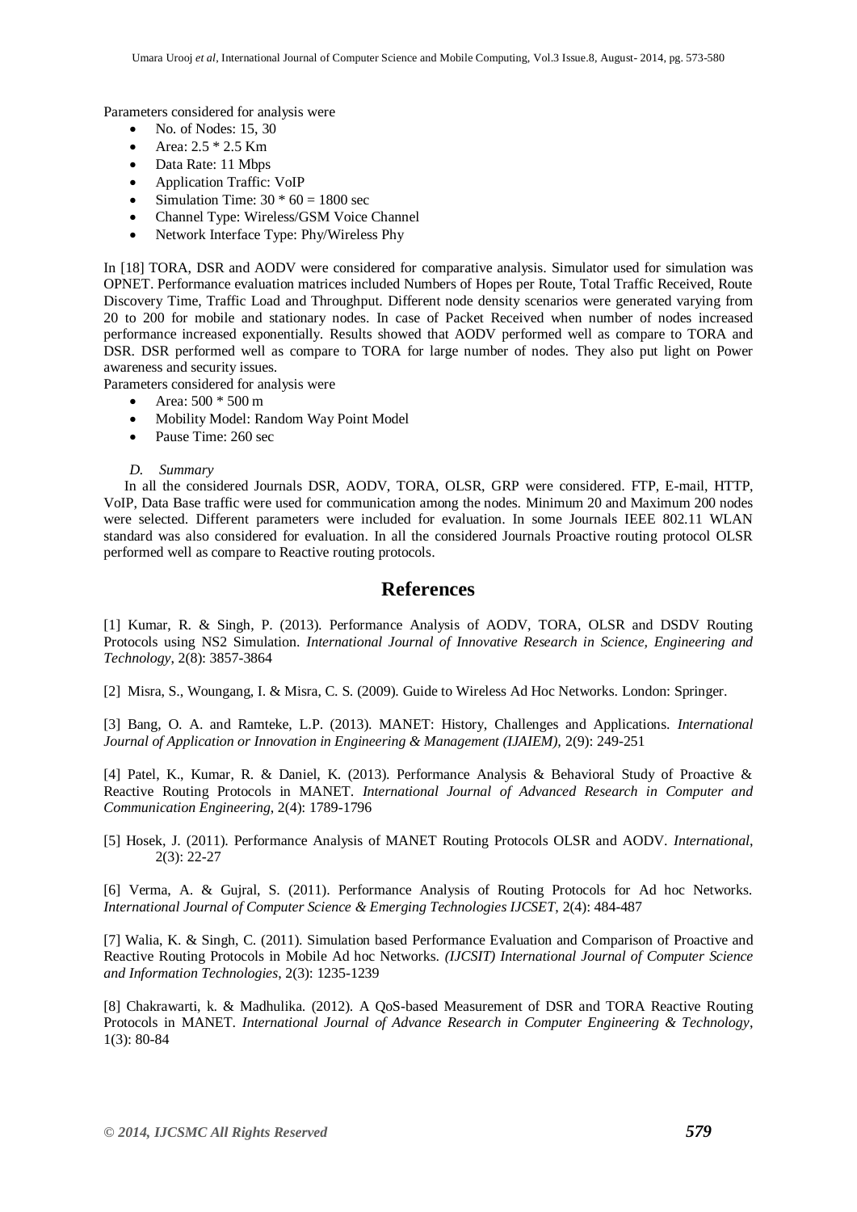Parameters considered for analysis were

- No. of Nodes: 15, 30
- Area: 2.5 * 2.5 Km
- Data Rate: 11 Mbps
- Application Traffic: VoIP
- Simulation Time: 30 * 60 = 1800 sec
- Channel Type: Wireless/GSM Voice Channel
- Network Interface Type: Phy/Wireless Phy

In [18] TORA, DSR and AODV were considered for comparative analysis. Simulator used for simulation was OPNET. Performance evaluation matrices included Numbers of Hopes per Route, Total Traffic Received, Route Discovery Time, Traffic Load and Throughput. Different node density scenarios were generated varying from 20 to 200 for mobile and stationary nodes. In case of Packet Received when number of nodes increased performance increased exponentially. Results showed that AODV performed well as compare to TORA and DSR. DSR performed well as compare to TORA for large number of nodes. They also put light on Power awareness and security issues.

Parameters considered for analysis were

- Area: 500 * 500 m
- Mobility Model: Random Way Point Model
- Pause Time: 260 sec

### *D. Summary*

In all the considered Journals DSR, AODV, TORA, OLSR, GRP were considered. FTP, E-mail, HTTP, VoIP, Data Base traffic were used for communication among the nodes. Minimum 20 and Maximum 200 nodes were selected. Different parameters were included for evaluation. In some Journals IEEE 802.11 WLAN standard was also considered for evaluation. In all the considered Journals Proactive routing protocol OLSR performed well as compare to Reactive routing protocols.

## References

[1] Kumar, R. & Singh, P. (2013). Performance Analysis of AODV, TORA, OLSR and DSDV Routing Protocols using NS2 Simulation. *International Journal of Innovative Research in Science, Engineering and Technology*, 2(8): 3857-3864

[2] Misra, S., Woungang, I. & Misra, C. S. (2009). Guide to Wireless Ad Hoc Networks. London: Springer.

[3] Bang, O. A. and Ramteke, L.P. (2013). MANET: History, Challenges and Applications. *International Journal of Application or Innovation in Engineering & Management (IJAIEM),* 2(9): 249-251

[4] Patel, K., Kumar, R. & Daniel, K. (2013). Performance Analysis & Behavioral Study of Proactive & Reactive Routing Protocols in MANET. *International Journal of Advanced Research in Computer and Communication Engineering*, 2(4): 1789-1796

[5] Hosek, J. (2011). Performance Analysis of MANET Routing Protocols OLSR and AODV. *International*, 2(3): 22-27

[6] Verma, A. & Gujral, S. (2011). Performance Analysis of Routing Protocols for Ad hoc Networks. *International Journal of Computer Science & Emerging Technologies IJCSET*, 2(4): 484-487

[7] Walia, K. & Singh, C. (2011). Simulation based Performance Evaluation and Comparison of Proactive and Reactive Routing Protocols in Mobile Ad hoc Networks. *(IJCSIT) International Journal of Computer Science and Information Technologies*, 2(3): 1235-1239

[8] Chakrawarti, k. & Madhulika. (2012). A QoS-based Measurement of DSR and TORA Reactive Routing Protocols in MANET. *International Journal of Advance Research in Computer Engineering & Technology*, 1(3): 80-84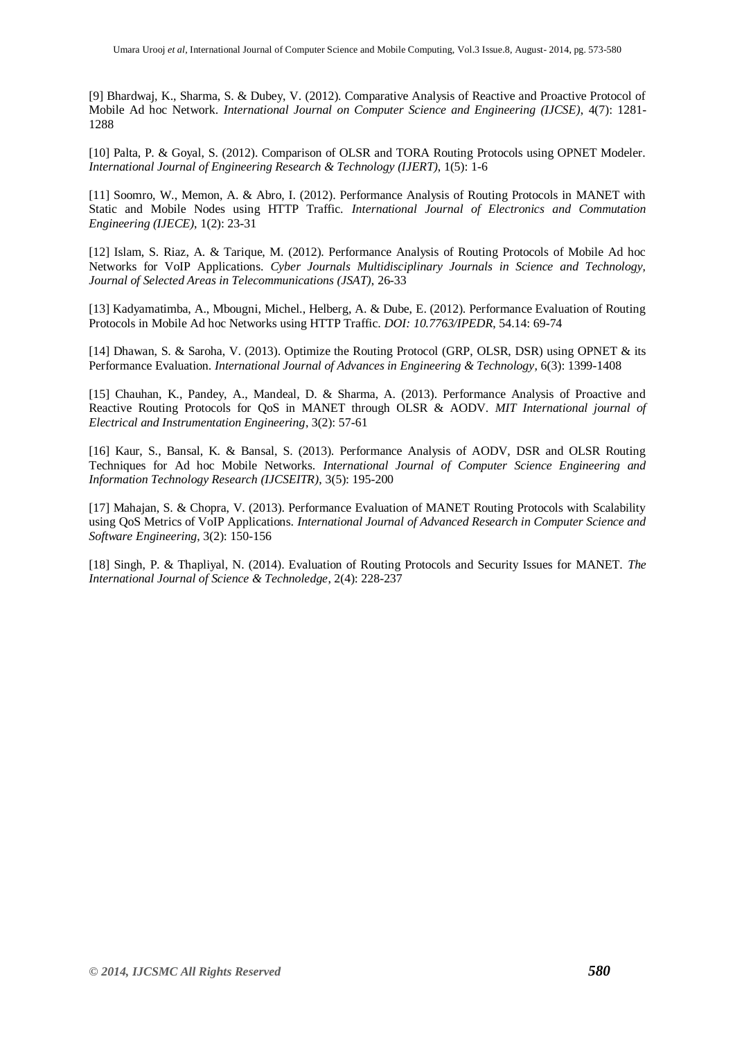[9] Bhardwaj, K., Sharma, S. & Dubey, V. (2012). Comparative Analysis of Reactive and Proactive Protocol of Mobile Ad hoc Network. *International Journal on Computer Science and Engineering (IJCSE)*, 4(7): 1281-1288

[10] Palta, P. & Goyal, S. (2012). Comparison of OLSR and TORA Routing Protocols using OPNET Modeler. *International Journal of Engineering Research & Technology (IJERT)*, 1(5): 1-6

[11] Soomro, W., Memon, A. & Abro, I. (2012). Performance Analysis of Routing Protocols in MANET with Static and Mobile Nodes using HTTP Traffic. *International Journal of Electronics and Commutation Engineering (IJECE)*, 1(2): 23-31

[12] Islam, S. Riaz, A. & Tarique, M. (2012). Performance Analysis of Routing Protocols of Mobile Ad hoc Networks for VoIP Applications. *Cyber Journals Multidisciplinary Journals in Science and Technology, Journal of Selected Areas in Telecommunications (JSAT)*, 26-33

[13] Kadyamatimba, A., Mbougni, Michel., Helberg, A. & Dube, E. (2012). Performance Evaluation of Routing Protocols in Mobile Ad hoc Networks using HTTP Traffic. *DOI: 10.7763/IPEDR*, 54.14: 69-74

[14] Dhawan, S. & Saroha, V. (2013). Optimize the Routing Protocol (GRP, OLSR, DSR) using OPNET & its Performance Evaluation. *International Journal of Advances in Engineering & Technology*, 6(3): 1399-1408

[15] Chauhan, K., Pandey, A., Mandeal, D. & Sharma, A. (2013). Performance Analysis of Proactive and Reactive Routing Protocols for QoS in MANET through OLSR & AODV. *MIT International journal of Electrical and Instrumentation Engineering*, 3(2): 57-61

[16] Kaur, S., Bansal, K. & Bansal, S. (2013). Performance Analysis of AODV, DSR and OLSR Routing Techniques for Ad hoc Mobile Networks. *International Journal of Computer Science Engineering and Information Technology Research (IJCSEITR)*, 3(5): 195-200

[17] Mahajan, S. & Chopra, V. (2013). Performance Evaluation of MANET Routing Protocols with Scalability using QoS Metrics of VoIP Applications. *International Journal of Advanced Research in Computer Science and Software Engineering*, 3(2): 150-156

[18] Singh, P. & Thapliyal, N. (2014). Evaluation of Routing Protocols and Security Issues for MANET. *The International Journal of Science & Technoledge*, 2(4): 228-237